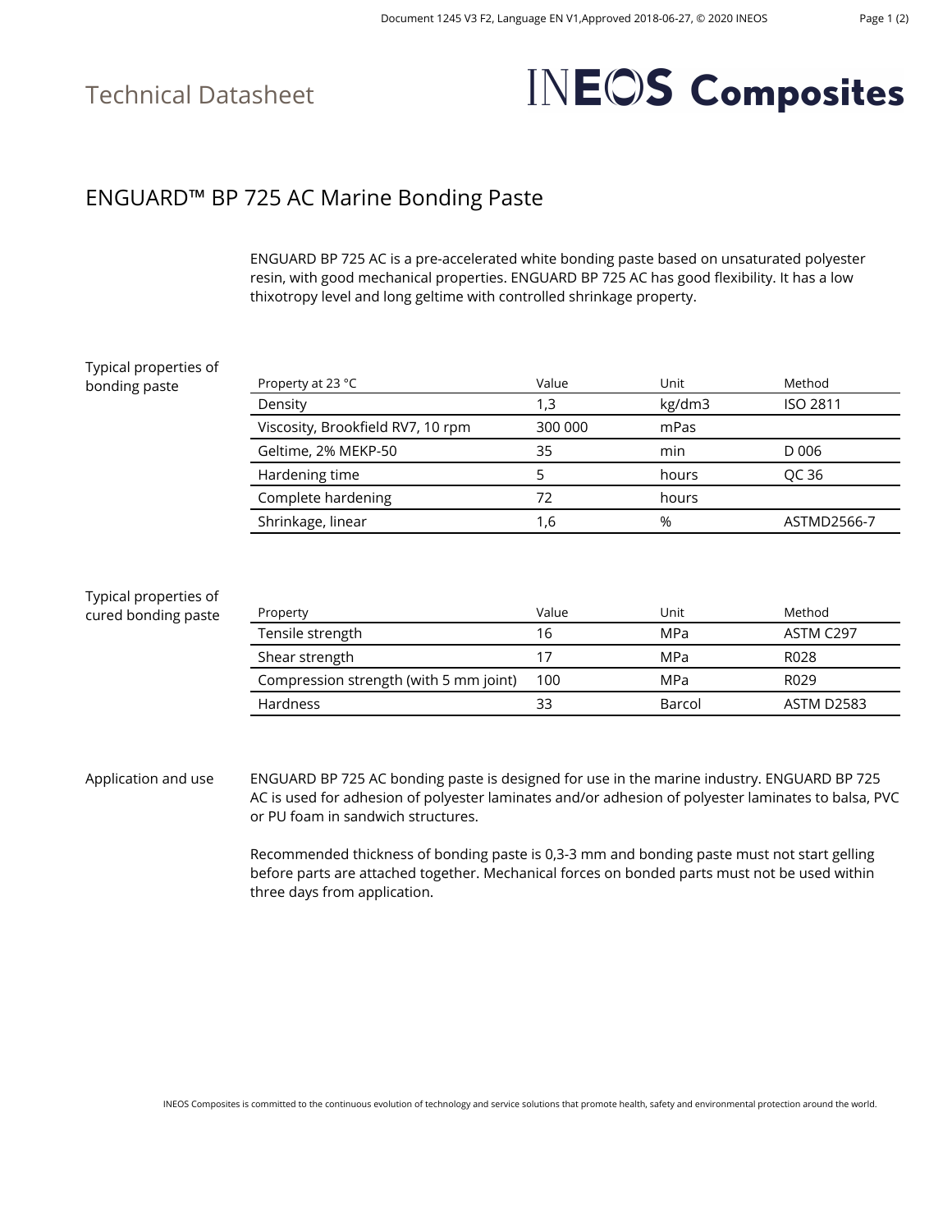# Technical Datasheet

**INEOS Composites**

## ENGUARD™ BP 725 AC Marine Bonding Paste

ENGUARD BP 725 AC is a pre-accelerated white bonding paste based on unsaturated polyester resin, with good mechanical properties. ENGUARD BP 725 AC has good flexibility. It has a low thixotropy level and long geltime with controlled shrinkage property.

### Typical properties of bonding paste

| Property at 23 °C | Value | Unit | Method |
|---|---|---|---|
| Density | 1,3 | kg/dm3 | ISO 2811 |
| Viscosity, Brookfield RV7, 10 rpm | 300 000 | mPas | |
| Geltime, 2% MEKP-50 | 35 | min | D 006 |
| Hardening time | 5 | hours | QC 36 |
| Complete hardening | 72 | hours | |
| Shrinkage, linear | 1,6 | % | ASTMD2566-7 |

### Typical properties of cured bonding paste

| Property | Value | Unit | Method |
|---|---|---|---|
| Tensile strength | 16 | MPa | ASTM C297 |
| Shear strength | 17 | MPa | R028 |
| Compression strength (with 5 mm joint) | 100 | MPa | R029 |
| Hardness | 33 | Barcol | ASTM D2583 |

### Application and use

ENGUARD BP 725 AC bonding paste is designed for use in the marine industry. ENGUARD BP 725 AC is used for adhesion of polyester laminates and/or adhesion of polyester laminates to balsa, PVC or PU foam in sandwich structures.

Recommended thickness of bonding paste is 0,3-3 mm and bonding paste must not start gelling before parts are attached together. Mechanical forces on bonded parts must not be used within three days from application.

INEOS Composites is committed to the continuous evolution of technology and service solutions that promote health, safety and environmental protection around the world.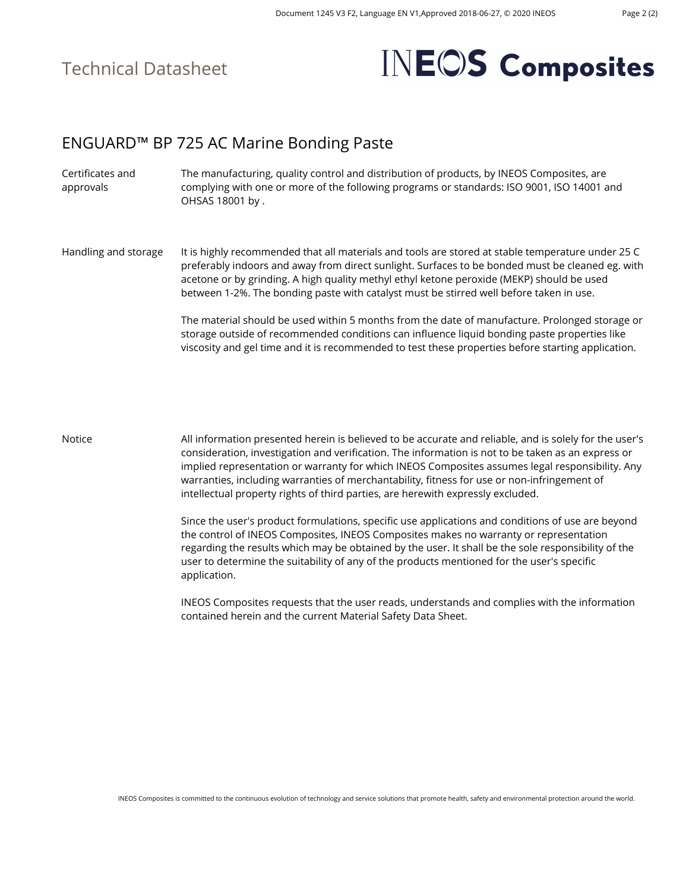Technical Datasheet

INEOS Composites

## ENGUARD™ BP 725 AC Marine Bonding Paste

| | |
|---|---|
| Certificates and approvals | The manufacturing, quality control and distribution of products, by INEOS Composites, are complying with one or more of the following programs or standards: ISO 9001, ISO 14001 and OHSAS 18001 by . |
| Handling and storage | It is highly recommended that all materials and tools are stored at stable temperature under 25 C preferably indoors and away from direct sunlight. Surfaces to be bonded must be cleaned eg. with acetone or by grinding. A high quality methyl ethyl ketone peroxide (MEKP) should be used between 1-2%. The bonding paste with catalyst must be stirred well before taken in use.<br><br>The material should be used within 5 months from the date of manufacture. Prolonged storage or storage outside of recommended conditions can influence liquid bonding paste properties like viscosity and gel time and it is recommended to test these properties before starting application. |
| Notice | All information presented herein is believed to be accurate and reliable, and is solely for the user's consideration, investigation and verification. The information is not to be taken as an express or implied representation or warranty for which INEOS Composites assumes legal responsibility. Any warranties, including warranties of merchantability, fitness for use or non-infringement of intellectual property rights of third parties, are herewith expressly excluded.<br><br>Since the user's product formulations, specific use applications and conditions of use are beyond the control of INEOS Composites, INEOS Composites makes no warranty or representation regarding the results which may be obtained by the user. It shall be the sole responsibility of the user to determine the suitability of any of the products mentioned for the user's specific application.<br><br>INEOS Composites requests that the user reads, understands and complies with the information contained herein and the current Material Safety Data Sheet. |

INEOS Composites is committed to the continuous evolution of technology and service solutions that promote health, safety and environmental protection around the world.